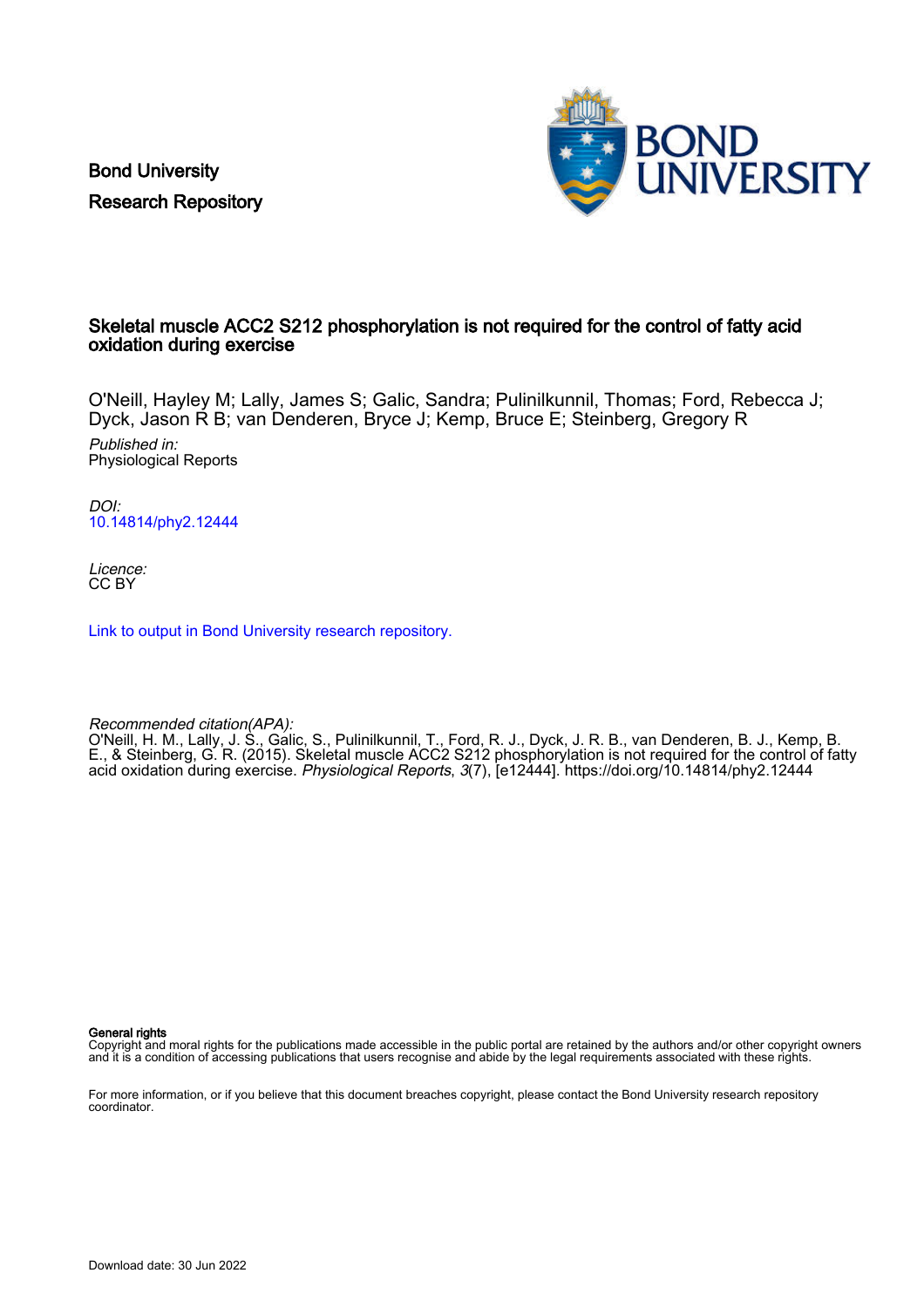Bond University
Research Repository

# Skeletal muscle ACC2 S212 phosphorylation is not required for the control of fatty acid oxidation during exercise

O'Neill, Hayley M; Lally, James S; Galic, Sandra; Pulinilkunnil, Thomas; Ford, Rebecca J; Dyck, Jason R B; van Denderen, Bryce J; Kemp, Bruce E; Steinberg, Gregory R

*Published in:*
Physiological Reports

*DOI:*
10.14814/phy2.12444

*Licence:*
CC BY

Link to output in Bond University research repository.

*Recommended citation(APA):*
O'Neill, H. M., Lally, J. S., Galic, S., Pulinilkunnil, T., Ford, R. J., Dyck, J. R. B., van Denderen, B. J., Kemp, B. E., & Steinberg, G. R. (2015). Skeletal muscle ACC2 S212 phosphorylation is not required for the control of fatty acid oxidation during exercise. *Physiological Reports*, *3*(7), [e12444]. https://doi.org/10.14814/phy2.12444

**General rights**
Copyright and moral rights for the publications made accessible in the public portal are retained by the authors and/or other copyright owners and it is a condition of accessing publications that users recognise and abide by the legal requirements associated with these rights.

For more information, or if you believe that this document breaches copyright, please contact the Bond University research repository coordinator.

Download date: 30 Jun 2022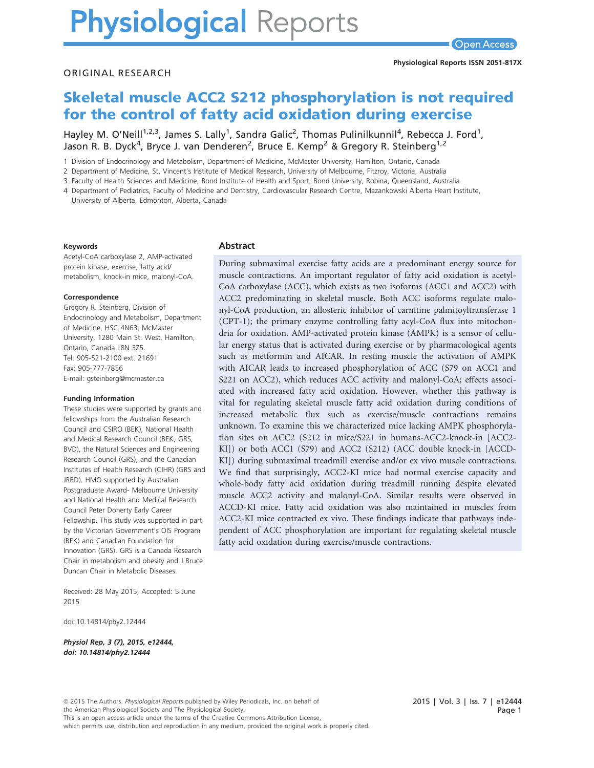ORIGINAL RESEARCH

# Skeletal muscle ACC2 S212 phosphorylation is not required for the control of fatty acid oxidation during exercise

Hayley M. O'Neill[1,2,3], James S. Lally[1], Sandra Galic[2], Thomas Pulinilkunnil[4], Rebecca J. Ford[1], Jason R. B. Dyck[4], Bryce J. van Denderen[2], Bruce E. Kemp[2] & Gregory R. Steinberg[1,2]

1 Division of Endocrinology and Metabolism, Department of Medicine, McMaster University, Hamilton, Ontario, Canada

2 Department of Medicine, St. Vincent's Institute of Medical Research, University of Melbourne, Fitzroy, Victoria, Australia

3 Faculty of Health Sciences and Medicine, Bond Institute of Health and Sport, Bond University, Robina, Queensland, Australia

4 Department of Pediatrics, Faculty of Medicine and Dentistry, Cardiovascular Research Centre, Mazankowski Alberta Heart Institute, University of Alberta, Edmonton, Alberta, Canada

**Keywords**

Acetyl-CoA carboxylase 2, AMP-activated protein kinase, exercise, fatty acid/metabolism, knock-in mice, malonyl-CoA.

**Correspondence**

Gregory R. Steinberg, Division of Endocrinology and Metabolism, Department of Medicine, HSC 4N63, McMaster University, 1280 Main St. West, Hamilton, Ontario, Canada L8N 3Z5.
Tel: 905-521-2100 ext. 21691
Fax: 905-777-7856
E-mail: gsteinberg@mcmaster.ca

**Funding Information**

These studies were supported by grants and fellowships from the Australian Research Council and CSIRO (BEK), National Health and Medical Research Council (BEK, GRS, BVD), the Natural Sciences and Engineering Research Council (GRS), and the Canadian Institutes of Health Research (CIHR) (GRS and JRBD). HMO supported by Australian Postgraduate Award- Melbourne University and National Health and Medical Research Council Peter Doherty Early Career Fellowship. This study was supported in part by the Victorian Government's OIS Program (BEK) and Canadian Foundation for Innovation (GRS). GRS is a Canada Research Chair in metabolism and obesity and J Bruce Duncan Chair in Metabolic Diseases.

Received: 28 May 2015; Accepted: 5 June 2015

doi: 10.14814/phy2.12444

*Physiol Rep, 3 (7), 2015, e12444, doi: 10.14814/phy2.12444*

## Abstract

During submaximal exercise fatty acids are a predominant energy source for muscle contractions. An important regulator of fatty acid oxidation is acetyl-CoA carboxylase (ACC), which exists as two isoforms (ACC1 and ACC2) with ACC2 predominating in skeletal muscle. Both ACC isoforms regulate malonyl-CoA production, an allosteric inhibitor of carnitine palmitoyltransferase 1 (CPT-1); the primary enzyme controlling fatty acyl-CoA flux into mitochondria for oxidation. AMP-activated protein kinase (AMPK) is a sensor of cellular energy status that is activated during exercise or by pharmacological agents such as metformin and AICAR. In resting muscle the activation of AMPK with AICAR leads to increased phosphorylation of ACC (S79 on ACC1 and S221 on ACC2), which reduces ACC activity and malonyl-CoA; effects associated with increased fatty acid oxidation. However, whether this pathway is vital for regulating skeletal muscle fatty acid oxidation during conditions of increased metabolic flux such as exercise/muscle contractions remains unknown. To examine this we characterized mice lacking AMPK phosphorylation sites on ACC2 (S212 in mice/S221 in humans-ACC2-knock-in [ACC2-KI]) or both ACC1 (S79) and ACC2 (S212) (ACC double knock-in [ACCD-KI]) during submaximal treadmill exercise and/or ex vivo muscle contractions. We find that surprisingly, ACC2-KI mice had normal exercise capacity and whole-body fatty acid oxidation during treadmill running despite elevated muscle ACC2 activity and malonyl-CoA. Similar results were observed in ACCD-KI mice. Fatty acid oxidation was also maintained in muscles from ACC2-KI mice contracted ex vivo. These findings indicate that pathways independent of ACC phosphorylation are important for regulating skeletal muscle fatty acid oxidation during exercise/muscle contractions.

© 2015 The Authors. *Physiological Reports* published by Wiley Periodicals, Inc. on behalf of the American Physiological Society and The Physiological Society.
This is an open access article under the terms of the Creative Commons Attribution License, which permits use, distribution and reproduction in any medium, provided the original work is properly cited.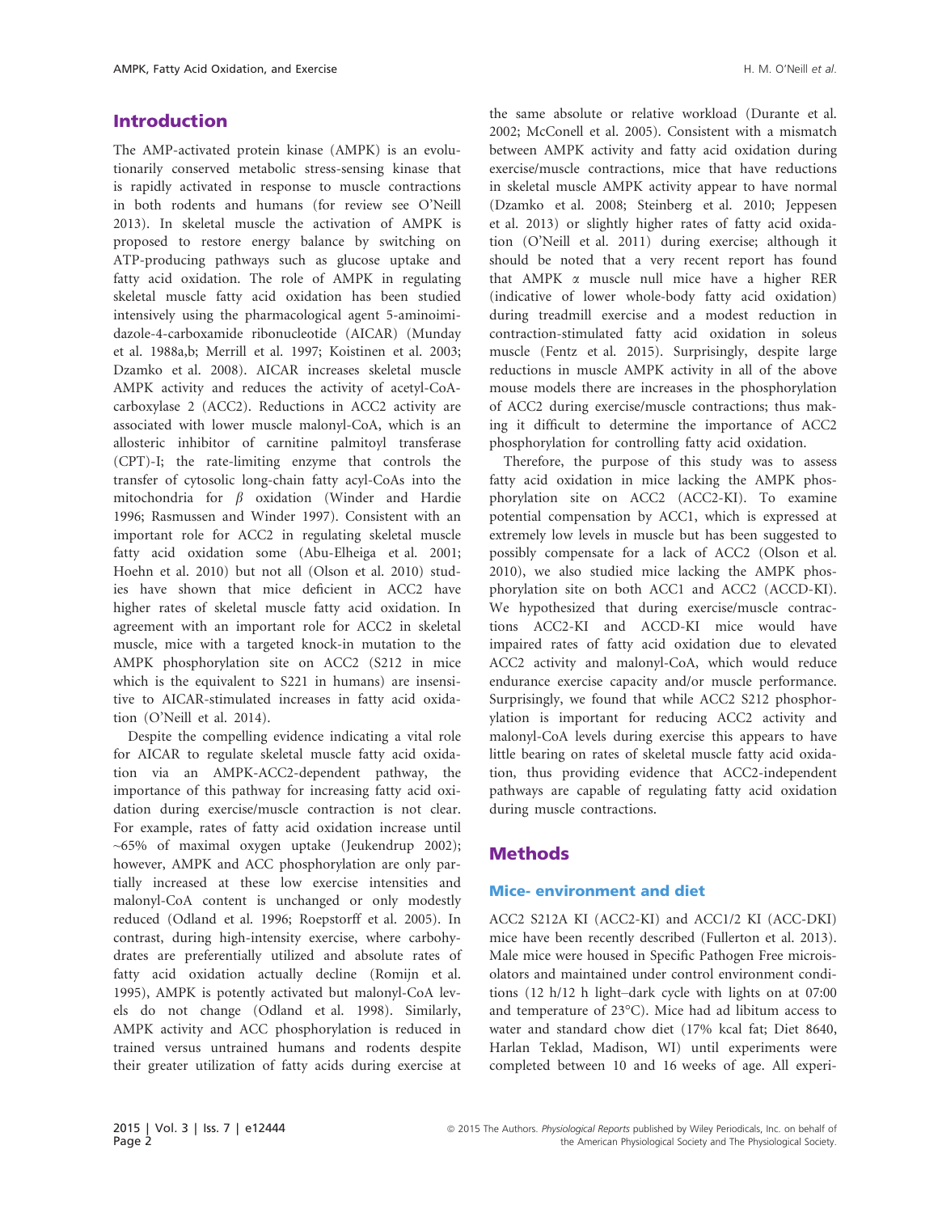## Introduction

The AMP-activated protein kinase (AMPK) is an evolutionarily conserved metabolic stress-sensing kinase that is rapidly activated in response to muscle contractions in both rodents and humans (for review see O'Neill 2013). In skeletal muscle the activation of AMPK is proposed to restore energy balance by switching on ATP-producing pathways such as glucose uptake and fatty acid oxidation. The role of AMPK in regulating skeletal muscle fatty acid oxidation has been studied intensively using the pharmacological agent 5-aminoimidazole-4-carboxamide ribonucleotide (AICAR) (Munday et al. 1988a,b; Merrill et al. 1997; Koistinen et al. 2003; Dzamko et al. 2008). AICAR increases skeletal muscle AMPK activity and reduces the activity of acetyl-CoA-carboxylase 2 (ACC2). Reductions in ACC2 activity are associated with lower muscle malonyl-CoA, which is an allosteric inhibitor of carnitine palmitoyl transferase (CPT)-I; the rate-limiting enzyme that controls the transfer of cytosolic long-chain fatty acyl-CoAs into the mitochondria for $\beta$ oxidation (Winder and Hardie 1996; Rasmussen and Winder 1997). Consistent with an important role for ACC2 in regulating skeletal muscle fatty acid oxidation some (Abu-Elheiga et al. 2001; Hoehn et al. 2010) but not all (Olson et al. 2010) studies have shown that mice deficient in ACC2 have higher rates of skeletal muscle fatty acid oxidation. In agreement with an important role for ACC2 in skeletal muscle, mice with a targeted knock-in mutation to the AMPK phosphorylation site on ACC2 (S212 in mice which is the equivalent to S221 in humans) are insensitive to AICAR-stimulated increases in fatty acid oxidation (O'Neill et al. 2014).

Despite the compelling evidence indicating a vital role for AICAR to regulate skeletal muscle fatty acid oxidation via an AMPK-ACC2-dependent pathway, the importance of this pathway for increasing fatty acid oxidation during exercise/muscle contraction is not clear. For example, rates of fatty acid oxidation increase until ~65% of maximal oxygen uptake (Jeukendrup 2002); however, AMPK and ACC phosphorylation are only partially increased at these low exercise intensities and malonyl-CoA content is unchanged or only modestly reduced (Odland et al. 1996; Roepstorff et al. 2005). In contrast, during high-intensity exercise, where carbohydrates are preferentially utilized and absolute rates of fatty acid oxidation actually decline (Romijn et al. 1995), AMPK is potently activated but malonyl-CoA levels do not change (Odland et al. 1998). Similarly, AMPK activity and ACC phosphorylation is reduced in trained versus untrained humans and rodents despite their greater utilization of fatty acids during exercise at the same absolute or relative workload (Durante et al. 2002; McConell et al. 2005). Consistent with a mismatch between AMPK activity and fatty acid oxidation during exercise/muscle contractions, mice that have reductions in skeletal muscle AMPK activity appear to have normal (Dzamko et al. 2008; Steinberg et al. 2010; Jeppesen et al. 2013) or slightly higher rates of fatty acid oxidation (O'Neill et al. 2011) during exercise; although it should be noted that a very recent report has found that AMPK $\alpha$ muscle null mice have a higher RER (indicative of lower whole-body fatty acid oxidation) during treadmill exercise and a modest reduction in contraction-stimulated fatty acid oxidation in soleus muscle (Fentz et al. 2015). Surprisingly, despite large reductions in muscle AMPK activity in all of the above mouse models there are increases in the phosphorylation of ACC2 during exercise/muscle contractions; thus making it difficult to determine the importance of ACC2 phosphorylation for controlling fatty acid oxidation.

Therefore, the purpose of this study was to assess fatty acid oxidation in mice lacking the AMPK phosphorylation site on ACC2 (ACC2-KI). To examine potential compensation by ACC1, which is expressed at extremely low levels in muscle but has been suggested to possibly compensate for a lack of ACC2 (Olson et al. 2010), we also studied mice lacking the AMPK phosphorylation site on both ACC1 and ACC2 (ACCD-KI). We hypothesized that during exercise/muscle contractions ACC2-KI and ACCD-KI mice would have impaired rates of fatty acid oxidation due to elevated ACC2 activity and malonyl-CoA, which would reduce endurance exercise capacity and/or muscle performance. Surprisingly, we found that while ACC2 S212 phosphorylation is important for reducing ACC2 activity and malonyl-CoA levels during exercise this appears to have little bearing on rates of skeletal muscle fatty acid oxidation, thus providing evidence that ACC2-independent pathways are capable of regulating fatty acid oxidation during muscle contractions.

## Methods

### Mice- environment and diet

ACC2 S212A KI (ACC2-KI) and ACC1/2 KI (ACC-DKI) mice have been recently described (Fullerton et al. 2013). Male mice were housed in Specific Pathogen Free microisolators and maintained under control environment conditions (12 h/12 h light–dark cycle with lights on at 07:00 and temperature of 23°C). Mice had ad libitum access to water and standard chow diet (17% kcal fat; Diet 8640, Harlan Teklad, Madison, WI) until experiments were completed between 10 and 16 weeks of age. All experi-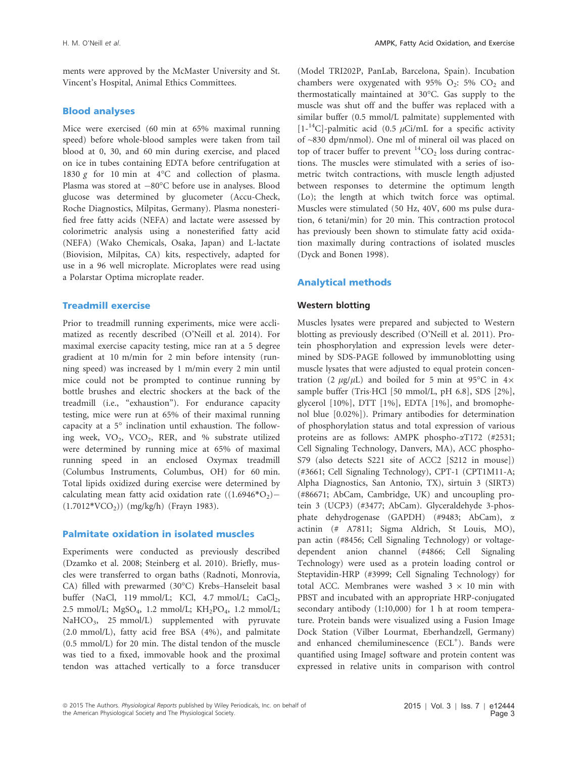ments were approved by the McMaster University and St. Vincent's Hospital, Animal Ethics Committees.

## Blood analyses

Mice were exercised (60 min at 65% maximal running speed) before whole-blood samples were taken from tail blood at 0, 30, and 60 min during exercise, and placed on ice in tubes containing EDTA before centrifugation at 1830 *g* for 10 min at 4°C and collection of plasma. Plasma was stored at −80°C before use in analyses. Blood glucose was determined by glucometer (Accu-Check, Roche Diagnostics, Milpitas, Germany). Plasma nonesterified free fatty acids (NEFA) and lactate were assessed by colorimetric analysis using a nonesterified fatty acid (NEFA) (Wako Chemicals, Osaka, Japan) and L-lactate (Biovision, Milpitas, CA) kits, respectively, adapted for use in a 96 well microplate. Microplates were read using a Polarstar Optima microplate reader.

## Treadmill exercise

Prior to treadmill running experiments, mice were acclimatized as recently described (O'Neill et al. 2014). For maximal exercise capacity testing, mice ran at a 5 degree gradient at 10 m/min for 2 min before intensity (running speed) was increased by 1 m/min every 2 min until mice could not be prompted to continue running by bottle brushes and electric shockers at the back of the treadmill (i.e., "exhaustion"). For endurance capacity testing, mice were run at 65% of their maximal running capacity at a 5° inclination until exhaustion. The following week, $VO_2$, $VCO_2$, RER, and % substrate utilized were determined by running mice at 65% of maximal running speed in an enclosed Oxymax treadmill (Columbus Instruments, Columbus, OH) for 60 min. Total lipids oxidized during exercise were determined by calculating mean fatty acid oxidation rate $((1.6946{*}O_2) - (1.7012{*}VCO_2))$ (mg/kg/h) (Frayn 1983).

## Palmitate oxidation in isolated muscles

Experiments were conducted as previously described (Dzamko et al. 2008; Steinberg et al. 2010). Briefly, muscles were transferred to organ baths (Radnoti, Monrovia, CA) filled with prewarmed (30°C) Krebs–Henseleit basal buffer (NaCl, 119 mmol/L; KCl, 4.7 mmol/L; $CaCl_2$, 2.5 mmol/L; $MgSO_4$, 1.2 mmol/L; $KH_2PO_4$, 1.2 mmol/L; $NaHCO_3$, 25 mmol/L) supplemented with pyruvate (2.0 mmol/L), fatty acid free BSA (4%), and palmitate (0.5 mmol/L) for 20 min. The distal tendon of the muscle was tied to a fixed, immovable hook and the proximal tendon was attached vertically to a force transducer (Model TRI202P, PanLab, Barcelona, Spain). Incubation chambers were oxygenated with 95% $O_2$: 5% $CO_2$ and thermostatically maintained at 30°C. Gas supply to the muscle was shut off and the buffer was replaced with a similar buffer (0.5 mmol/L palmitate) supplemented with [1-$^{14}$C]-palmitic acid (0.5 $\mu$Ci/mL for a specific activity of ~830 dpm/nmol). One ml of mineral oil was placed on top of tracer buffer to prevent $^{14}CO_2$ loss during contractions. The muscles were stimulated with a series of isometric twitch contractions, with muscle length adjusted between responses to determine the optimum length (Lo); the length at which twitch force was optimal. Muscles were stimulated (50 Hz, 40V, 600 ms pulse duration, 6 tetani/min) for 20 min. This contraction protocol has previously been shown to stimulate fatty acid oxidation maximally during contractions of isolated muscles (Dyck and Bonen 1998).

## Analytical methods

### Western blotting

Muscles lysates were prepared and subjected to Western blotting as previously described (O'Neill et al. 2011). Protein phosphorylation and expression levels were determined by SDS-PAGE followed by immunoblotting using muscle lysates that were adjusted to equal protein concentration (2 $\mu$g/$\mu$L) and boiled for 5 min at 95°C in 4× sample buffer (Tris·HCl [50 mmol/L, pH 6.8], SDS [2%], glycerol [10%], DTT [1%], EDTA [1%], and bromophenol blue [0.02%]). Primary antibodies for determination of phosphorylation status and total expression of various proteins are as follows: AMPK phospho-$\alpha$T172 (#2531; Cell Signaling Technology, Danvers, MA), ACC phospho-S79 (also detects S221 site of ACC2 [S212 in mouse]) (#3661; Cell Signaling Technology), CPT-1 (CPT1M11-A; Alpha Diagnostics, San Antonio, TX), sirtuin 3 (SIRT3) (#86671; AbCam, Cambridge, UK) and uncoupling protein 3 (UCP3) (#3477; AbCam). Glyceraldehyde 3-phosphate dehydrogenase (GAPDH) (#9483; AbCam), $\alpha$ actinin (# A7811; Sigma Aldrich, St Louis, MO), pan actin (#8456; Cell Signaling Technology) or voltage-dependent anion channel (#4866; Cell Signaling Technology) were used as a protein loading control or Steptavidin-HRP (#3999; Cell Signaling Technology) for total ACC. Membranes were washed 3 × 10 min with PBST and incubated with an appropriate HRP-conjugated secondary antibody (1:10,000) for 1 h at room temperature. Protein bands were visualized using a Fusion Image Dock Station (Vilber Lourmat, Eberhandzell, Germany) and enhanced chemiluminescence (ECL$^+$). Bands were quantified using ImageJ software and protein content was expressed in relative units in comparison with control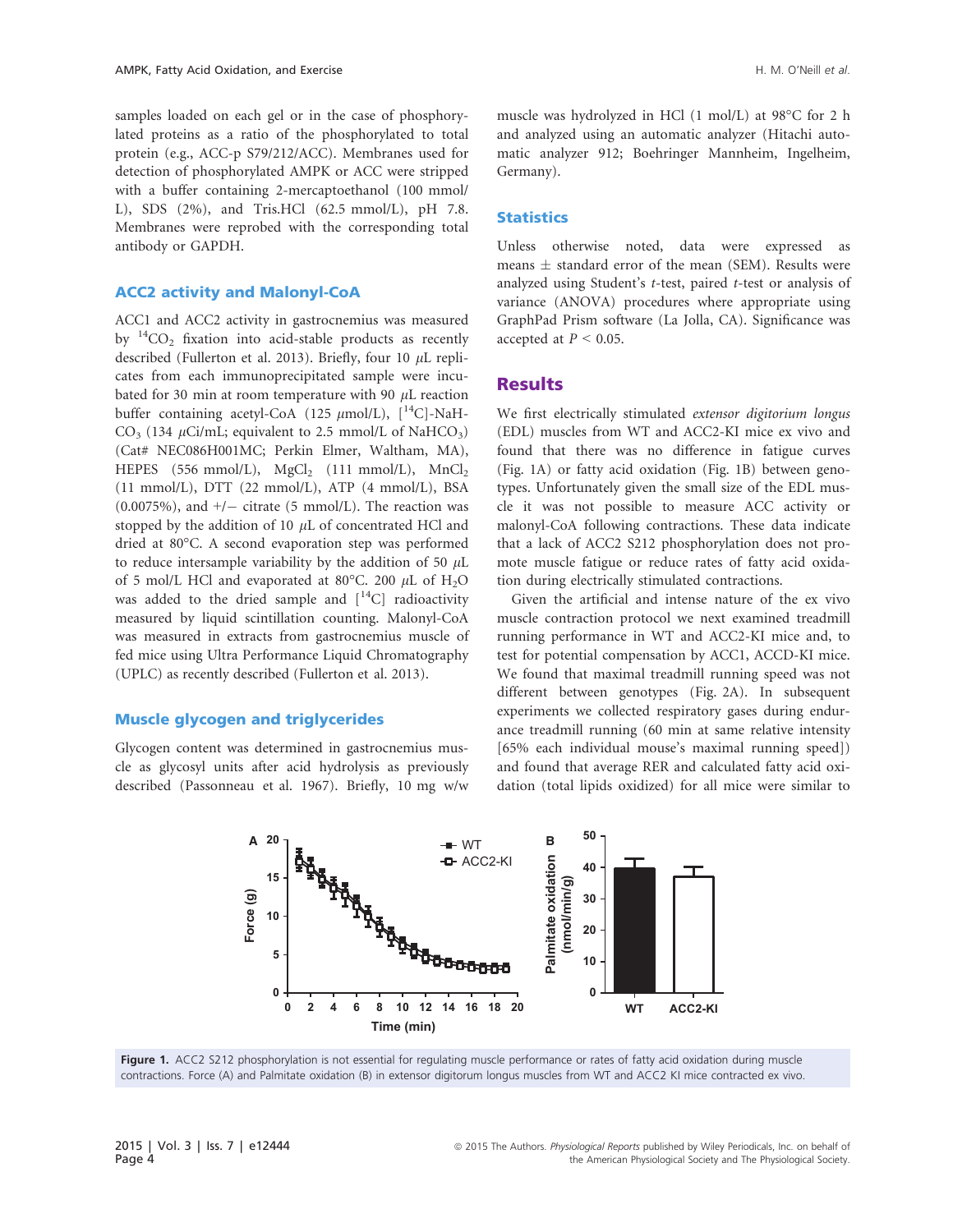samples loaded on each gel or in the case of phosphorylated proteins as a ratio of the phosphorylated to total protein (e.g., ACC-p S79/212/ACC). Membranes used for detection of phosphorylated AMPK or ACC were stripped with a buffer containing 2-mercaptoethanol (100 mmol/L), SDS (2%), and Tris.HCl (62.5 mmol/L), pH 7.8. Membranes were reprobed with the corresponding total antibody or GAPDH.

### ACC2 activity and Malonyl-CoA

ACC1 and ACC2 activity in gastrocnemius was measured by $^{14}CO_2$ fixation into acid-stable products as recently described (Fullerton et al. 2013). Briefly, four 10 $\mu$L replicates from each immunoprecipitated sample were incubated for 30 min at room temperature with 90 $\mu$L reaction buffer containing acetyl-CoA (125 $\mu$mol/L), [$^{14}$C]-NaHCO$_3$ (134 $\mu$Ci/mL; equivalent to 2.5 mmol/L of NaHCO$_3$) (Cat# NEC086H001MC; Perkin Elmer, Waltham, MA), HEPES (556 mmol/L), $MgCl_2$ (111 mmol/L), $MnCl_2$ (11 mmol/L), DTT (22 mmol/L), ATP (4 mmol/L), BSA (0.0075%), and +/− citrate (5 mmol/L). The reaction was stopped by the addition of 10 $\mu$L of concentrated HCl and dried at 80°C. A second evaporation step was performed to reduce intersample variability by the addition of 50 $\mu$L of 5 mol/L HCl and evaporated at 80°C. 200 $\mu$L of $H_2O$ was added to the dried sample and [$^{14}$C] radioactivity measured by liquid scintillation counting. Malonyl-CoA was measured in extracts from gastrocnemius muscle of fed mice using Ultra Performance Liquid Chromatography (UPLC) as recently described (Fullerton et al. 2013).

### Muscle glycogen and triglycerides

Glycogen content was determined in gastrocnemius muscle as glycosyl units after acid hydrolysis as previously described (Passonneau et al. 1967). Briefly, 10 mg w/w muscle was hydrolyzed in HCl (1 mol/L) at 98°C for 2 h and analyzed using an automatic analyzer (Hitachi automatic analyzer 912; Boehringer Mannheim, Ingelheim, Germany).

### Statistics

Unless otherwise noted, data were expressed as means ± standard error of the mean (SEM). Results were analyzed using Student's *t*-test, paired *t*-test or analysis of variance (ANOVA) procedures where appropriate using GraphPad Prism software (La Jolla, CA). Significance was accepted at $P < 0.05$.

## Results

We first electrically stimulated *extensor digitorium longus* (EDL) muscles from WT and ACC2-KI mice ex vivo and found that there was no difference in fatigue curves (Fig. 1A) or fatty acid oxidation (Fig. 1B) between genotypes. Unfortunately given the small size of the EDL muscle it was not possible to measure ACC activity or malonyl-CoA following contractions. These data indicate that a lack of ACC2 S212 phosphorylation does not promote muscle fatigue or reduce rates of fatty acid oxidation during electrically stimulated contractions.

Given the artificial and intense nature of the ex vivo muscle contraction protocol we next examined treadmill running performance in WT and ACC2-KI mice and, to test for potential compensation by ACC1, ACCD-KI mice. We found that maximal treadmill running speed was not different between genotypes (Fig. 2A). In subsequent experiments we collected respiratory gases during endurance treadmill running (60 min at same relative intensity [65% each individual mouse's maximal running speed]) and found that average RER and calculated fatty acid oxidation (total lipids oxidized) for all mice were similar to

**Figure 1.** ACC2 S212 phosphorylation is not essential for regulating muscle performance or rates of fatty acid oxidation during muscle contractions. Force (A) and Palmitate oxidation (B) in extensor digitorum longus muscles from WT and ACC2 KI mice contracted ex vivo.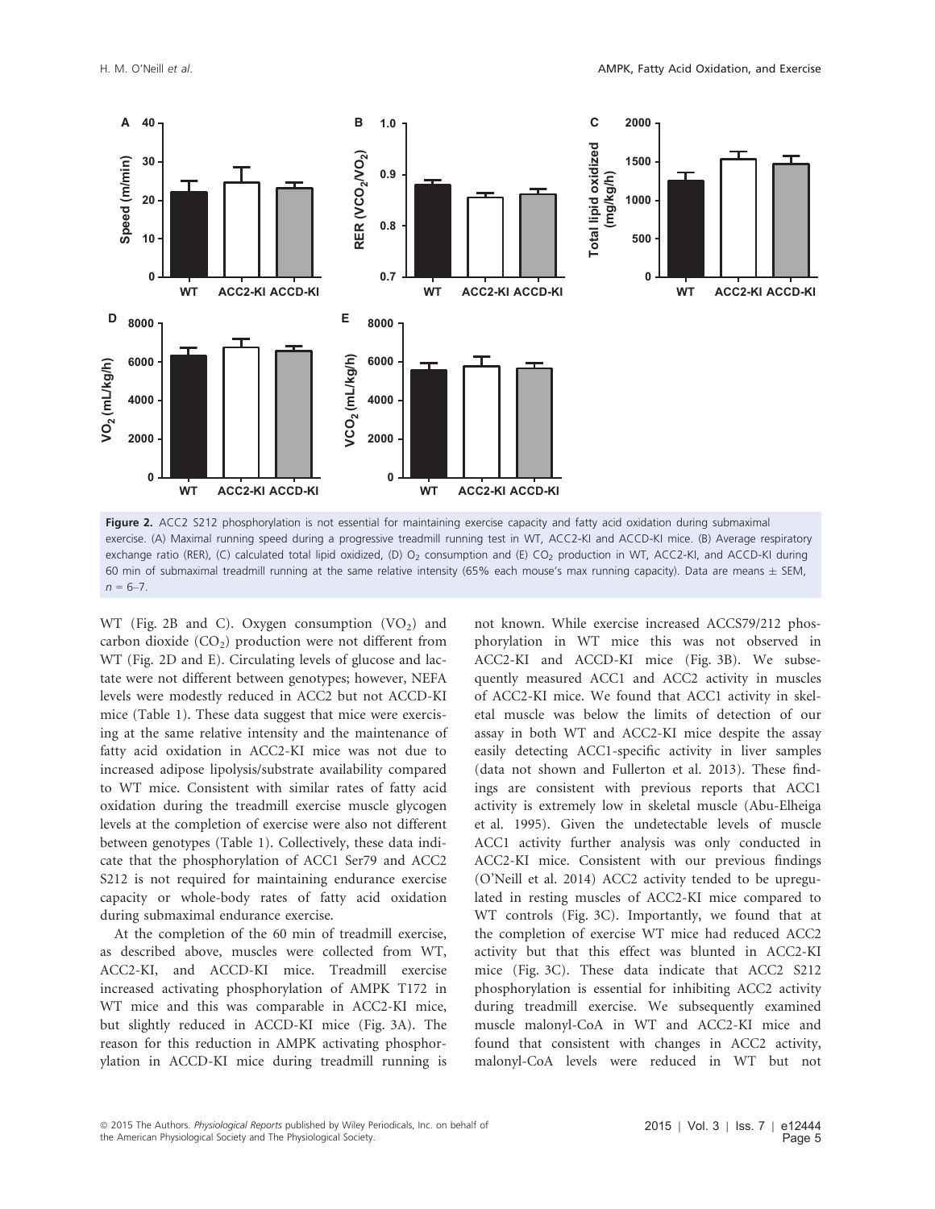**Figure 2.** ACC2 S212 phosphorylation is not essential for maintaining exercise capacity and fatty acid oxidation during submaximal exercise. (A) Maximal running speed during a progressive treadmill running test in WT, ACC2-KI and ACCD-KI mice. (B) Average respiratory exchange ratio (RER), (C) calculated total lipid oxidized, (D) $O_2$ consumption and (E) $CO_2$ production in WT, ACC2-KI, and ACCD-KI during 60 min of submaximal treadmill running at the same relative intensity (65% each mouse's max running capacity). Data are means ± SEM, $n = 6–7$.

WT (Fig. 2B and C). Oxygen consumption ($VO_2$) and carbon dioxide ($CO_2$) production were not different from WT (Fig. 2D and E). Circulating levels of glucose and lactate were not different between genotypes; however, NEFA levels were modestly reduced in ACC2 but not ACCD-KI mice (Table 1). These data suggest that mice were exercising at the same relative intensity and the maintenance of fatty acid oxidation in ACC2-KI mice was not due to increased adipose lipolysis/substrate availability compared to WT mice. Consistent with similar rates of fatty acid oxidation during the treadmill exercise muscle glycogen levels at the completion of exercise were also not different between genotypes (Table 1). Collectively, these data indicate that the phosphorylation of ACC1 Ser79 and ACC2 S212 is not required for maintaining endurance exercise capacity or whole-body rates of fatty acid oxidation during submaximal endurance exercise.

At the completion of the 60 min of treadmill exercise, as described above, muscles were collected from WT, ACC2-KI, and ACCD-KI mice. Treadmill exercise increased activating phosphorylation of AMPK T172 in WT mice and this was comparable in ACC2-KI mice, but slightly reduced in ACCD-KI mice (Fig. 3A). The reason for this reduction in AMPK activating phosphorylation in ACCD-KI mice during treadmill running is not known. While exercise increased ACCS79/212 phosphorylation in WT mice this was not observed in ACC2-KI and ACCD-KI mice (Fig. 3B). We subsequently measured ACC1 and ACC2 activity in muscles of ACC2-KI mice. We found that ACC1 activity in skeletal muscle was below the limits of detection of our assay in both WT and ACC2-KI mice despite the assay easily detecting ACC1-specific activity in liver samples (data not shown and Fullerton et al. 2013). These findings are consistent with previous reports that ACC1 activity is extremely low in skeletal muscle (Abu-Elheiga et al. 1995). Given the undetectable levels of muscle ACC1 activity further analysis was only conducted in ACC2-KI mice. Consistent with our previous findings (O'Neill et al. 2014) ACC2 activity tended to be upregulated in resting muscles of ACC2-KI mice compared to WT controls (Fig. 3C). Importantly, we found that at the completion of exercise WT mice had reduced ACC2 activity but that this effect was blunted in ACC2-KI mice (Fig. 3C). These data indicate that ACC2 S212 phosphorylation is essential for inhibiting ACC2 activity during treadmill exercise. We subsequently examined muscle malonyl-CoA in WT and ACC2-KI mice and found that consistent with changes in ACC2 activity, malonyl-CoA levels were reduced in WT but not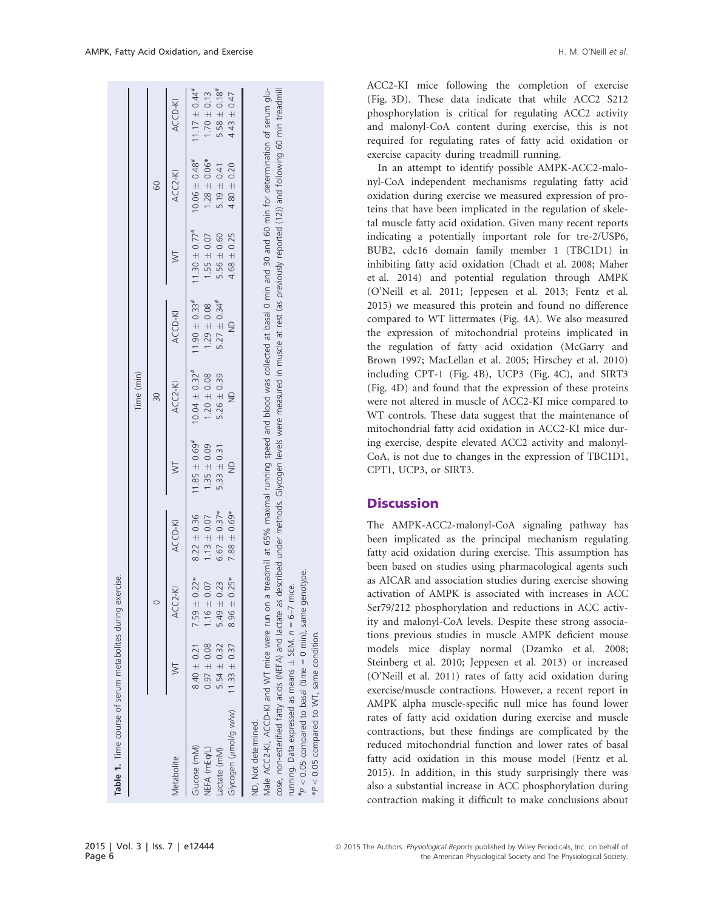**Table 1.** Time course of serum metabolites during exercise.

| | Time (min) | | | | | | | | |
|---|---|---|---|---|---|---|---|---|---|
| | 0 | | | 30 | | | 60 | | |
| Metabolite | WT | ACC2-KI | ACCD-KI | WT | ACC2-KI | ACCD-KI | WT | ACC2-KI | ACCD-KI |
| Glucose (mM) | 8.40 ± 0.21 | 7.59 ± 0.22* | 8.22 ± 0.36 | 11.85 ± 0.69# | 10.04 ± 0.32# | 11.90 ± 0.33# | 11.30 ± 0.77# | 10.06 ± 0.48# | 11.17 ± 0.44# |
| NEFA (mEq/L) | 0.97 ± 0.08 | 1.16 ± 0.07 | 1.13 ± 0.07 | 1.35 ± 0.09 | 1.20 ± 0.08 | 1.29 ± 0.08 | 1.55 ± 0.07 | 1.28 ± 0.06* | 1.70 ± 0.13 |
| Lactate (mM) | 5.54 ± 0.32 | 5.49 ± 0.23 | 6.67 ± 0.37* | 5.33 ± 0.31 | 5.26 ± 0.39 | 5.27 ± 0.34# | 5.56 ± 0.60 | 5.19 ± 0.41 | 5.58 ± 0.18# |
| Glycogen (μmol/g w/w) | 11.33 ± 0.37 | 8.96 ± 0.25* | 7.88 ± 0.69* | ND | ND | ND | 4.68 ± 0.25 | 4.80 ± 0.20 | 4.43 ± 0.47 |

ND, Not determined.

Male ACC2-KI, ACCD-KI and WT mice were run on a treadmill at 65% maximal running speed and blood was collected at basal 0 min and 30 and 60 min for determination of serum glucose, non-esterified fatty acids (NEFA) and lactate as described under methods. Glycogen levels were measured in muscle at rest (as previously reported (12)) and following 60 min treadmill running. Data expressed as means ± SEM. $n$ = 6–7 mice.

#$P < 0.05$ compared to basal (time = 0 min), same genotype.

*$P < 0.05$ compared to WT, same condition.

ACC2-KI mice following the completion of exercise (Fig. 3D). These data indicate that while ACC2 S212 phosphorylation is critical for regulating ACC2 activity and malonyl-CoA content during exercise, this is not required for regulating rates of fatty acid oxidation or exercise capacity during treadmill running.

In an attempt to identify possible AMPK-ACC2-malonyl-CoA independent mechanisms regulating fatty acid oxidation during exercise we measured expression of proteins that have been implicated in the regulation of skeletal muscle fatty acid oxidation. Given many recent reports indicating a potentially important role for tre-2/USP6, BUB2, cdc16 domain family member 1 (TBC1D1) in inhibiting fatty acid oxidation (Chadt et al. 2008; Maher et al. 2014) and potential regulation through AMPK (O'Neill et al. 2011; Jeppesen et al. 2013; Fentz et al. 2015) we measured this protein and found no difference compared to WT littermates (Fig. 4A). We also measured the expression of mitochondrial proteins implicated in the regulation of fatty acid oxidation (McGarry and Brown 1997; MacLellan et al. 2005; Hirschey et al. 2010) including CPT-1 (Fig. 4B), UCP3 (Fig. 4C), and SIRT3 (Fig. 4D) and found that the expression of these proteins were not altered in muscle of ACC2-KI mice compared to WT controls. These data suggest that the maintenance of mitochondrial fatty acid oxidation in ACC2-KI mice during exercise, despite elevated ACC2 activity and malonyl-CoA, is not due to changes in the expression of TBC1D1, CPT1, UCP3, or SIRT3.

## Discussion

The AMPK-ACC2-malonyl-CoA signaling pathway has been implicated as the principal mechanism regulating fatty acid oxidation during exercise. This assumption has been based on studies using pharmacological agents such as AICAR and association studies during exercise showing activation of AMPK is associated with increases in ACC Ser79/212 phosphorylation and reductions in ACC activity and malonyl-CoA levels. Despite these strong associations previous studies in muscle AMPK deficient mouse models mice display normal (Dzamko et al. 2008; Steinberg et al. 2010; Jeppesen et al. 2013) or increased (O'Neill et al. 2011) rates of fatty acid oxidation during exercise/muscle contractions. However, a recent report in AMPK alpha muscle-specific null mice has found lower rates of fatty acid oxidation during exercise and muscle contractions, but these findings are complicated by the reduced mitochondrial function and lower rates of basal fatty acid oxidation in this mouse model (Fentz et al. 2015). In addition, in this study surprisingly there was also a substantial increase in ACC phosphorylation during contraction making it difficult to make conclusions about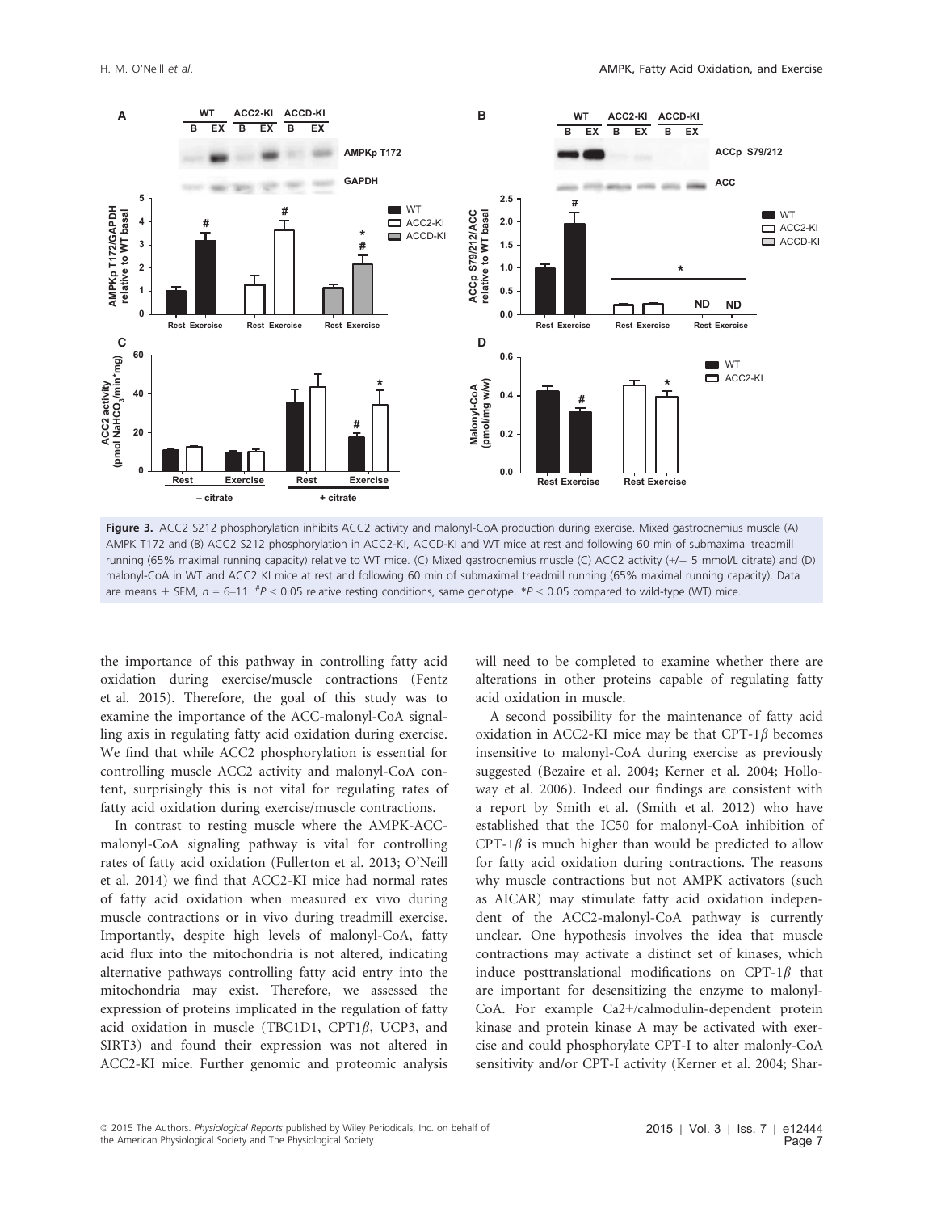**Figure 3.** ACC2 S212 phosphorylation inhibits ACC2 activity and malonyl-CoA production during exercise. Mixed gastrocnemius muscle (A) AMPK T172 and (B) ACC2 S212 phosphorylation in ACC2-KI, ACCD-KI and WT mice at rest and following 60 min of submaximal treadmill running (65% maximal running capacity) relative to WT mice. (C) Mixed gastrocnemius muscle (C) ACC2 activity (+/− 5 mmol/L citrate) and (D) malonyl-CoA in WT and ACC2 KI mice at rest and following 60 min of submaximal treadmill running (65% maximal running capacity). Data are means ± SEM, $n$ = 6–11. [#]$P$ < 0.05 relative resting conditions, same genotype. *$P$ < 0.05 compared to wild-type (WT) mice.

the importance of this pathway in controlling fatty acid oxidation during exercise/muscle contractions (Fentz et al. 2015). Therefore, the goal of this study was to examine the importance of the ACC-malonyl-CoA signalling axis in regulating fatty acid oxidation during exercise. We find that while ACC2 phosphorylation is essential for controlling muscle ACC2 activity and malonyl-CoA content, surprisingly this is not vital for regulating rates of fatty acid oxidation during exercise/muscle contractions.

In contrast to resting muscle where the AMPK-ACC-malonyl-CoA signaling pathway is vital for controlling rates of fatty acid oxidation (Fullerton et al. 2013; O'Neill et al. 2014) we find that ACC2-KI mice had normal rates of fatty acid oxidation when measured ex vivo during muscle contractions or in vivo during treadmill exercise. Importantly, despite high levels of malonyl-CoA, fatty acid flux into the mitochondria is not altered, indicating alternative pathways controlling fatty acid entry into the mitochondria may exist. Therefore, we assessed the expression of proteins implicated in the regulation of fatty acid oxidation in muscle (TBC1D1, CPT1$\beta$, UCP3, and SIRT3) and found their expression was not altered in ACC2-KI mice. Further genomic and proteomic analysis will need to be completed to examine whether there are alterations in other proteins capable of regulating fatty acid oxidation in muscle.

A second possibility for the maintenance of fatty acid oxidation in ACC2-KI mice may be that CPT-1$\beta$ becomes insensitive to malonyl-CoA during exercise as previously suggested (Bezaire et al. 2004; Kerner et al. 2004; Holloway et al. 2006). Indeed our findings are consistent with a report by Smith et al. (Smith et al. 2012) who have established that the IC50 for malonyl-CoA inhibition of CPT-1$\beta$ is much higher than would be predicted to allow for fatty acid oxidation during contractions. The reasons why muscle contractions but not AMPK activators (such as AICAR) may stimulate fatty acid oxidation independent of the ACC2-malonyl-CoA pathway is currently unclear. One hypothesis involves the idea that muscle contractions may activate a distinct set of kinases, which induce posttranslational modifications on CPT-1$\beta$ that are important for desensitizing the enzyme to malonyl-CoA. For example Ca2+/calmodulin-dependent protein kinase and protein kinase A may be activated with exercise and could phosphorylate CPT-I to alter malonly-CoA sensitivity and/or CPT-I activity (Kerner et al. 2004; Shar-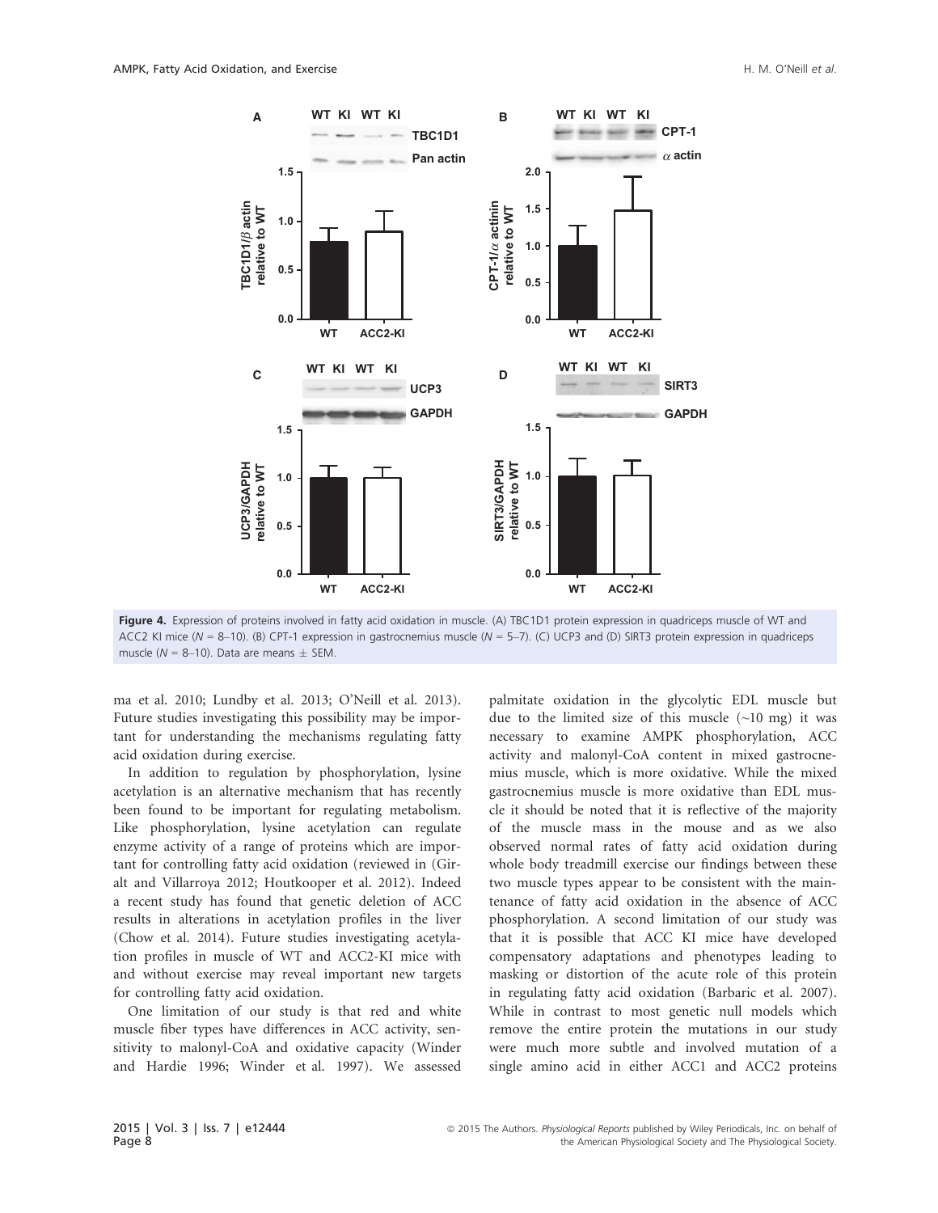Figure 4. Expression of proteins involved in fatty acid oxidation in muscle. (A) TBC1D1 protein expression in quadriceps muscle of WT and ACC2 KI mice ($N$ = 8–10). (B) CPT-1 expression in gastrocnemius muscle ($N$ = 5–7). (C) UCP3 and (D) SIRT3 protein expression in quadriceps muscle ($N$ = 8–10). Data are means ± SEM.

ma et al. 2010; Lundby et al. 2013; O'Neill et al. 2013). Future studies investigating this possibility may be important for understanding the mechanisms regulating fatty acid oxidation during exercise.

In addition to regulation by phosphorylation, lysine acetylation is an alternative mechanism that has recently been found to be important for regulating metabolism. Like phosphorylation, lysine acetylation can regulate enzyme activity of a range of proteins which are important for controlling fatty acid oxidation (reviewed in (Giralt and Villarroya 2012; Houtkooper et al. 2012). Indeed a recent study has found that genetic deletion of ACC results in alterations in acetylation profiles in the liver (Chow et al. 2014). Future studies investigating acetylation profiles in muscle of WT and ACC2-KI mice with and without exercise may reveal important new targets for controlling fatty acid oxidation.

One limitation of our study is that red and white muscle fiber types have differences in ACC activity, sensitivity to malonyl-CoA and oxidative capacity (Winder and Hardie 1996; Winder et al. 1997). We assessed palmitate oxidation in the glycolytic EDL muscle but due to the limited size of this muscle (~10 mg) it was necessary to examine AMPK phosphorylation, ACC activity and malonyl-CoA content in mixed gastrocnemius muscle, which is more oxidative. While the mixed gastrocnemius muscle is more oxidative than EDL muscle it should be noted that it is reflective of the majority of the muscle mass in the mouse and as we also observed normal rates of fatty acid oxidation during whole body treadmill exercise our findings between these two muscle types appear to be consistent with the maintenance of fatty acid oxidation in the absence of ACC phosphorylation. A second limitation of our study was that it is possible that ACC KI mice have developed compensatory adaptations and phenotypes leading to masking or distortion of the acute role of this protein in regulating fatty acid oxidation (Barbaric et al. 2007). While in contrast to most genetic null models which remove the entire protein the mutations in our study were much more subtle and involved mutation of a single amino acid in either ACC1 and ACC2 proteins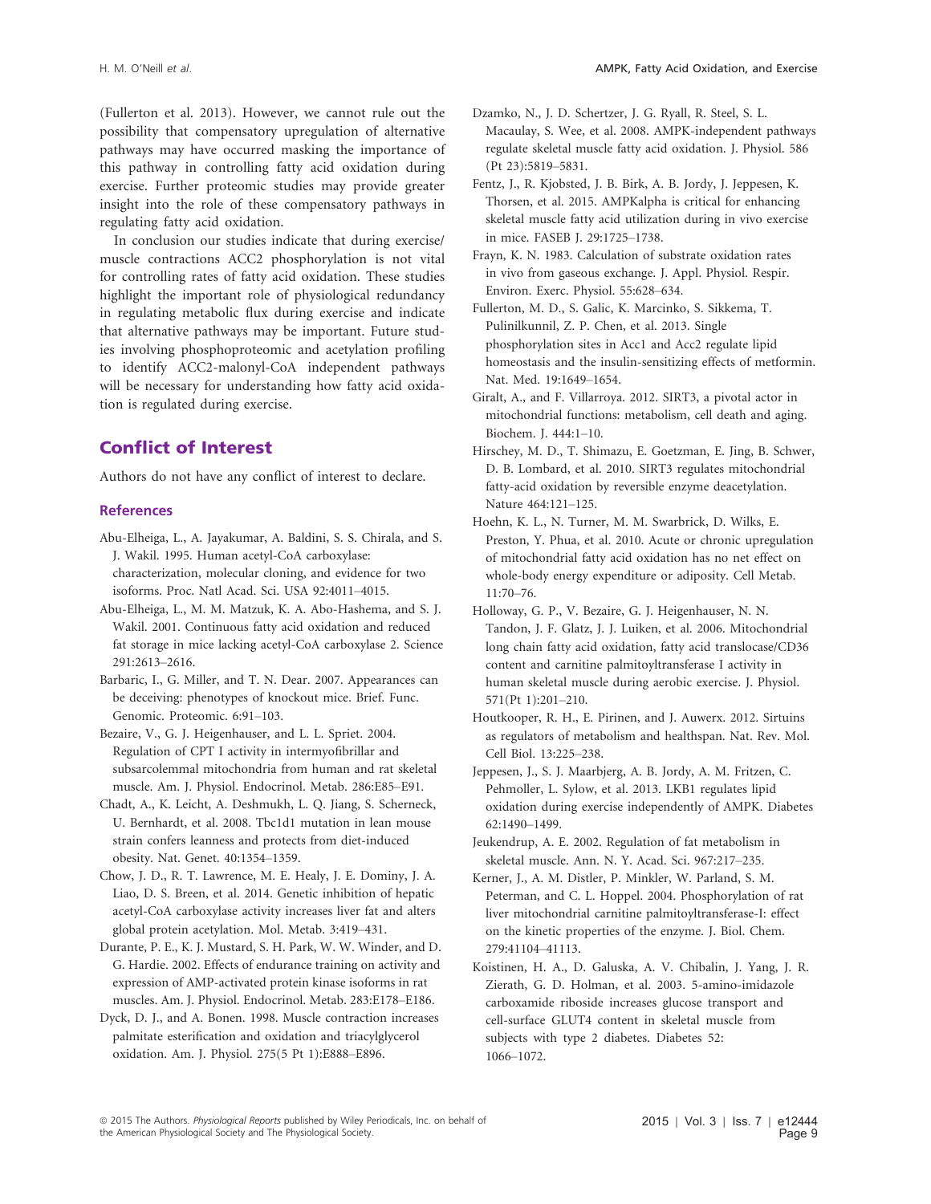(Fullerton et al. 2013). However, we cannot rule out the possibility that compensatory upregulation of alternative pathways may have occurred masking the importance of this pathway in controlling fatty acid oxidation during exercise. Further proteomic studies may provide greater insight into the role of these compensatory pathways in regulating fatty acid oxidation.

In conclusion our studies indicate that during exercise/muscle contractions ACC2 phosphorylation is not vital for controlling rates of fatty acid oxidation. These studies highlight the important role of physiological redundancy in regulating metabolic flux during exercise and indicate that alternative pathways may be important. Future studies involving phosphoproteomic and acetylation profiling to identify ACC2-malonyl-CoA independent pathways will be necessary for understanding how fatty acid oxidation is regulated during exercise.

## Conflict of Interest

Authors do not have any conflict of interest to declare.

### References

Abu-Elheiga, L., A. Jayakumar, A. Baldini, S. S. Chirala, and S. J. Wakil. 1995. Human acetyl-CoA carboxylase: characterization, molecular cloning, and evidence for two isoforms. Proc. Natl Acad. Sci. USA 92:4011–4015.

Abu-Elheiga, L., M. M. Matzuk, K. A. Abo-Hashema, and S. J. Wakil. 2001. Continuous fatty acid oxidation and reduced fat storage in mice lacking acetyl-CoA carboxylase 2. Science 291:2613–2616.

Barbaric, I., G. Miller, and T. N. Dear. 2007. Appearances can be deceiving: phenotypes of knockout mice. Brief. Func. Genomic. Proteomic. 6:91–103.

Bezaire, V., G. J. Heigenhauser, and L. L. Spriet. 2004. Regulation of CPT I activity in intermyofibrillar and subsarcolemmal mitochondria from human and rat skeletal muscle. Am. J. Physiol. Endocrinol. Metab. 286:E85–E91.

Chadt, A., K. Leicht, A. Deshmukh, L. Q. Jiang, S. Scherneck, U. Bernhardt, et al. 2008. Tbc1d1 mutation in lean mouse strain confers leanness and protects from diet-induced obesity. Nat. Genet. 40:1354–1359.

Chow, J. D., R. T. Lawrence, M. E. Healy, J. E. Dominy, J. A. Liao, D. S. Breen, et al. 2014. Genetic inhibition of hepatic acetyl-CoA carboxylase activity increases liver fat and alters global protein acetylation. Mol. Metab. 3:419–431.

Durante, P. E., K. J. Mustard, S. H. Park, W. W. Winder, and D. G. Hardie. 2002. Effects of endurance training on activity and expression of AMP-activated protein kinase isoforms in rat muscles. Am. J. Physiol. Endocrinol. Metab. 283:E178–E186.

Dyck, D. J., and A. Bonen. 1998. Muscle contraction increases palmitate esterification and oxidation and triacylglycerol oxidation. Am. J. Physiol. 275(5 Pt 1):E888–E896.

Dzamko, N., J. D. Schertzer, J. G. Ryall, R. Steel, S. L. Macaulay, S. Wee, et al. 2008. AMPK-independent pathways regulate skeletal muscle fatty acid oxidation. J. Physiol. 586 (Pt 23):5819–5831.

Fentz, J., R. Kjobsted, J. B. Birk, A. B. Jordy, J. Jeppesen, K. Thorsen, et al. 2015. AMPKalpha is critical for enhancing skeletal muscle fatty acid utilization during in vivo exercise in mice. FASEB J. 29:1725–1738.

Frayn, K. N. 1983. Calculation of substrate oxidation rates in vivo from gaseous exchange. J. Appl. Physiol. Respir. Environ. Exerc. Physiol. 55:628–634.

Fullerton, M. D., S. Galic, K. Marcinko, S. Sikkema, T. Pulinilkunnil, Z. P. Chen, et al. 2013. Single phosphorylation sites in Acc1 and Acc2 regulate lipid homeostasis and the insulin-sensitizing effects of metformin. Nat. Med. 19:1649–1654.

Giralt, A., and F. Villarroya. 2012. SIRT3, a pivotal actor in mitochondrial functions: metabolism, cell death and aging. Biochem. J. 444:1–10.

Hirschey, M. D., T. Shimazu, E. Goetzman, E. Jing, B. Schwer, D. B. Lombard, et al. 2010. SIRT3 regulates mitochondrial fatty-acid oxidation by reversible enzyme deacetylation. Nature 464:121–125.

Hoehn, K. L., N. Turner, M. M. Swarbrick, D. Wilks, E. Preston, Y. Phua, et al. 2010. Acute or chronic upregulation of mitochondrial fatty acid oxidation has no net effect on whole-body energy expenditure or adiposity. Cell Metab. 11:70–76.

Holloway, G. P., V. Bezaire, G. J. Heigenhauser, N. N. Tandon, J. F. Glatz, J. J. Luiken, et al. 2006. Mitochondrial long chain fatty acid oxidation, fatty acid translocase/CD36 content and carnitine palmitoyltransferase I activity in human skeletal muscle during aerobic exercise. J. Physiol. 571(Pt 1):201–210.

Houtkooper, R. H., E. Pirinen, and J. Auwerx. 2012. Sirtuins as regulators of metabolism and healthspan. Nat. Rev. Mol. Cell Biol. 13:225–238.

Jeppesen, J., S. J. Maarbjerg, A. B. Jordy, A. M. Fritzen, C. Pehmoller, L. Sylow, et al. 2013. LKB1 regulates lipid oxidation during exercise independently of AMPK. Diabetes 62:1490–1499.

Jeukendrup, A. E. 2002. Regulation of fat metabolism in skeletal muscle. Ann. N. Y. Acad. Sci. 967:217–235.

Kerner, J., A. M. Distler, P. Minkler, W. Parland, S. M. Peterman, and C. L. Hoppel. 2004. Phosphorylation of rat liver mitochondrial carnitine palmitoyltransferase-I: effect on the kinetic properties of the enzyme. J. Biol. Chem. 279:41104–41113.

Koistinen, H. A., D. Galuska, A. V. Chibalin, J. Yang, J. R. Zierath, G. D. Holman, et al. 2003. 5-amino-imidazole carboxamide riboside increases glucose transport and cell-surface GLUT4 content in skeletal muscle from subjects with type 2 diabetes. Diabetes 52: 1066–1072.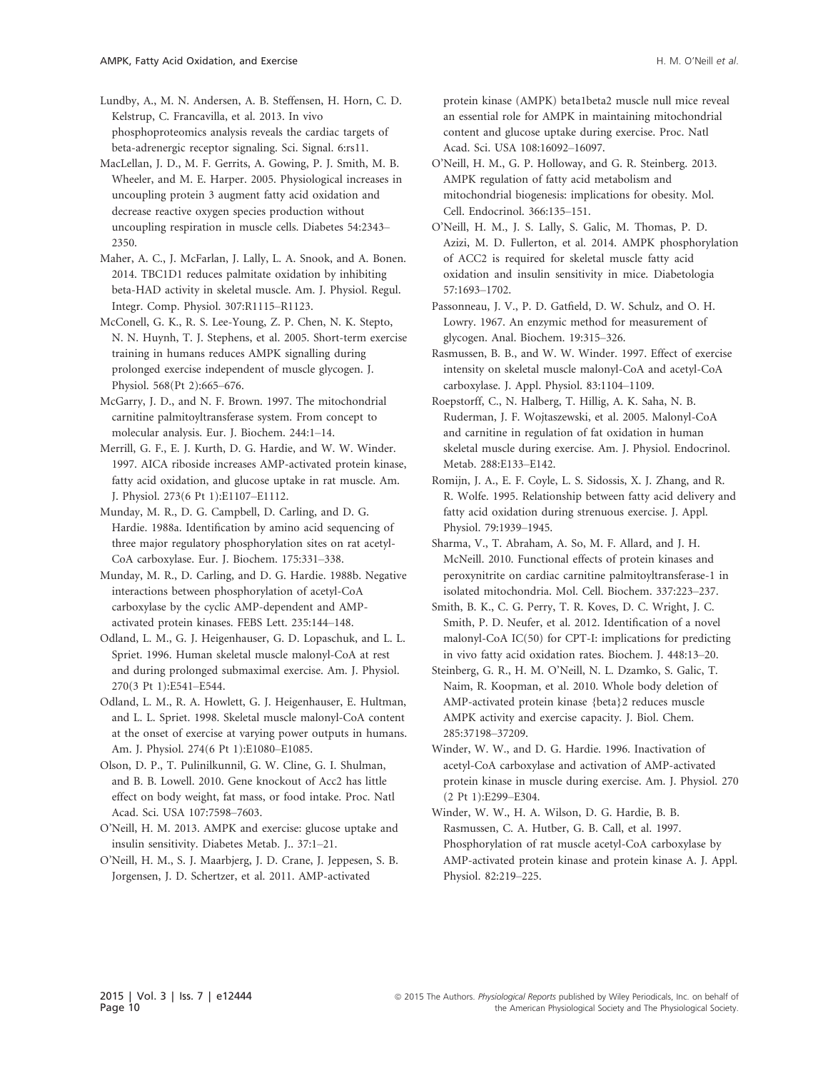Lundby, A., M. N. Andersen, A. B. Steffensen, H. Horn, C. D. Kelstrup, C. Francavilla, et al. 2013. In vivo phosphoproteomics analysis reveals the cardiac targets of beta-adrenergic receptor signaling. Sci. Signal. 6:rs11.

MacLellan, J. D., M. F. Gerrits, A. Gowing, P. J. Smith, M. B. Wheeler, and M. E. Harper. 2005. Physiological increases in uncoupling protein 3 augment fatty acid oxidation and decrease reactive oxygen species production without uncoupling respiration in muscle cells. Diabetes 54:2343–2350.

Maher, A. C., J. McFarlan, J. Lally, L. A. Snook, and A. Bonen. 2014. TBC1D1 reduces palmitate oxidation by inhibiting beta-HAD activity in skeletal muscle. Am. J. Physiol. Regul. Integr. Comp. Physiol. 307:R1115–R1123.

McConell, G. K., R. S. Lee-Young, Z. P. Chen, N. K. Stepto, N. N. Huynh, T. J. Stephens, et al. 2005. Short-term exercise training in humans reduces AMPK signalling during prolonged exercise independent of muscle glycogen. J. Physiol. 568(Pt 2):665–676.

McGarry, J. D., and N. F. Brown. 1997. The mitochondrial carnitine palmitoyltransferase system. From concept to molecular analysis. Eur. J. Biochem. 244:1–14.

Merrill, G. F., E. J. Kurth, D. G. Hardie, and W. W. Winder. 1997. AICA riboside increases AMP-activated protein kinase, fatty acid oxidation, and glucose uptake in rat muscle. Am. J. Physiol. 273(6 Pt 1):E1107–E1112.

Munday, M. R., D. G. Campbell, D. Carling, and D. G. Hardie. 1988a. Identification by amino acid sequencing of three major regulatory phosphorylation sites on rat acetyl-CoA carboxylase. Eur. J. Biochem. 175:331–338.

Munday, M. R., D. Carling, and D. G. Hardie. 1988b. Negative interactions between phosphorylation of acetyl-CoA carboxylase by the cyclic AMP-dependent and AMP-activated protein kinases. FEBS Lett. 235:144–148.

Odland, L. M., G. J. Heigenhauser, G. D. Lopaschuk, and L. L. Spriet. 1996. Human skeletal muscle malonyl-CoA at rest and during prolonged submaximal exercise. Am. J. Physiol. 270(3 Pt 1):E541–E544.

Odland, L. M., R. A. Howlett, G. J. Heigenhauser, E. Hultman, and L. L. Spriet. 1998. Skeletal muscle malonyl-CoA content at the onset of exercise at varying power outputs in humans. Am. J. Physiol. 274(6 Pt 1):E1080–E1085.

Olson, D. P., T. Pulinilkunnil, G. W. Cline, G. I. Shulman, and B. B. Lowell. 2010. Gene knockout of Acc2 has little effect on body weight, fat mass, or food intake. Proc. Natl Acad. Sci. USA 107:7598–7603.

O'Neill, H. M. 2013. AMPK and exercise: glucose uptake and insulin sensitivity. Diabetes Metab. J.. 37:1–21.

O'Neill, H. M., S. J. Maarbjerg, J. D. Crane, J. Jeppesen, S. B. Jorgensen, J. D. Schertzer, et al. 2011. AMP-activated protein kinase (AMPK) beta1beta2 muscle null mice reveal an essential role for AMPK in maintaining mitochondrial content and glucose uptake during exercise. Proc. Natl Acad. Sci. USA 108:16092–16097.

O'Neill, H. M., G. P. Holloway, and G. R. Steinberg. 2013. AMPK regulation of fatty acid metabolism and mitochondrial biogenesis: implications for obesity. Mol. Cell. Endocrinol. 366:135–151.

O'Neill, H. M., J. S. Lally, S. Galic, M. Thomas, P. D. Azizi, M. D. Fullerton, et al. 2014. AMPK phosphorylation of ACC2 is required for skeletal muscle fatty acid oxidation and insulin sensitivity in mice. Diabetologia 57:1693–1702.

Passonneau, J. V., P. D. Gatfield, D. W. Schulz, and O. H. Lowry. 1967. An enzymic method for measurement of glycogen. Anal. Biochem. 19:315–326.

Rasmussen, B. B., and W. W. Winder. 1997. Effect of exercise intensity on skeletal muscle malonyl-CoA and acetyl-CoA carboxylase. J. Appl. Physiol. 83:1104–1109.

Roepstorff, C., N. Halberg, T. Hillig, A. K. Saha, N. B. Ruderman, J. F. Wojtaszewski, et al. 2005. Malonyl-CoA and carnitine in regulation of fat oxidation in human skeletal muscle during exercise. Am. J. Physiol. Endocrinol. Metab. 288:E133–E142.

Romijn, J. A., E. F. Coyle, L. S. Sidossis, X. J. Zhang, and R. R. Wolfe. 1995. Relationship between fatty acid delivery and fatty acid oxidation during strenuous exercise. J. Appl. Physiol. 79:1939–1945.

Sharma, V., T. Abraham, A. So, M. F. Allard, and J. H. McNeill. 2010. Functional effects of protein kinases and peroxynitrite on cardiac carnitine palmitoyltransferase-1 in isolated mitochondria. Mol. Cell. Biochem. 337:223–237.

Smith, B. K., C. G. Perry, T. R. Koves, D. C. Wright, J. C. Smith, P. D. Neufer, et al. 2012. Identification of a novel malonyl-CoA IC(50) for CPT-I: implications for predicting in vivo fatty acid oxidation rates. Biochem. J. 448:13–20.

Steinberg, G. R., H. M. O'Neill, N. L. Dzamko, S. Galic, T. Naim, R. Koopman, et al. 2010. Whole body deletion of AMP-activated protein kinase {beta}2 reduces muscle AMPK activity and exercise capacity. J. Biol. Chem. 285:37198–37209.

Winder, W. W., and D. G. Hardie. 1996. Inactivation of acetyl-CoA carboxylase and activation of AMP-activated protein kinase in muscle during exercise. Am. J. Physiol. 270 (2 Pt 1):E299–E304.

Winder, W. W., H. A. Wilson, D. G. Hardie, B. B. Rasmussen, C. A. Hutber, G. B. Call, et al. 1997. Phosphorylation of rat muscle acetyl-CoA carboxylase by AMP-activated protein kinase and protein kinase A. J. Appl. Physiol. 82:219–225.